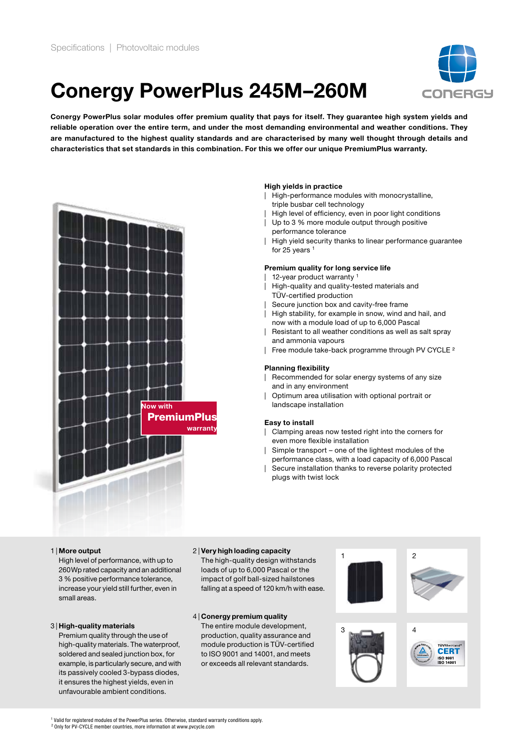Specifications | Photovoltaic modules

# Conergy PowerPlus 245M–260M

**Conergy PowerPlus solar modules offer premium quality that pays for itself. They guarantee high system yields and reliable operation over the entire term, and under the most demanding environmental and weather conditions. They are manufactured to the highest quality standards and are characterised by many well thought through details and characteristics that set standards in this combination. For this we offer our unique PremiumPlus warranty.**

Now with **PremiumPlus** warranty

### High yields in practice

- High-performance modules with monocrystalline, triple busbar cell technology
- High level of efficiency, even in poor light conditions
- Up to 3 % more module output through positive performance tolerance
- High yield security thanks to linear performance guarantee for 25 years [1]

### Premium quality for long service life

- 12-year product warranty [1]
- High-quality and quality-tested materials and TÜV-certified production
- Secure junction box and cavity-free frame
- High stability, for example in snow, wind and hail, and now with a module load of up to 6,000 Pascal
- Resistant to all weather conditions as well as salt spray and ammonia vapours
- Free module take-back programme through PV CYCLE [2]

### Planning flexibility

- Recommended for solar energy systems of any size and in any environment
- Optimum area utilisation with optional portrait or landscape installation

### Easy to install

- Clamping areas now tested right into the corners for even more flexible installation
- Simple transport – one of the lightest modules of the performance class, with a load capacity of 6,000 Pascal
- Secure installation thanks to reverse polarity protected plugs with twist lock

**1 | More output**
High level of performance, with up to 260Wp rated capacity and an additional 3 % positive performance tolerance, increase your yield still further, even in small areas.

**2 | Very high loading capacity**
The high-quality design withstands loads of up to 6,000 Pascal or the impact of golf ball-sized hailstones falling at a speed of 120 km/h with ease.

**3 | High-quality materials**
Premium quality through the use of high-quality materials. The waterproof, soldered and sealed junction box, for example, is particularly secure, and with its passively cooled 3-bypass diodes, it ensures the highest yields, even in unfavourable ambient conditions.

**4 | Conergy premium quality**
The entire module development, production, quality assurance and module production is TÜV-certified to ISO 9001 and 14001, and meets or exceeds all relevant standards.

[1] Valid for registered modules of the PowerPlus series. Otherwise, standard warranty conditions apply.
[2] Only for PV-CYCLE member countries, more information at www.pvcycle.com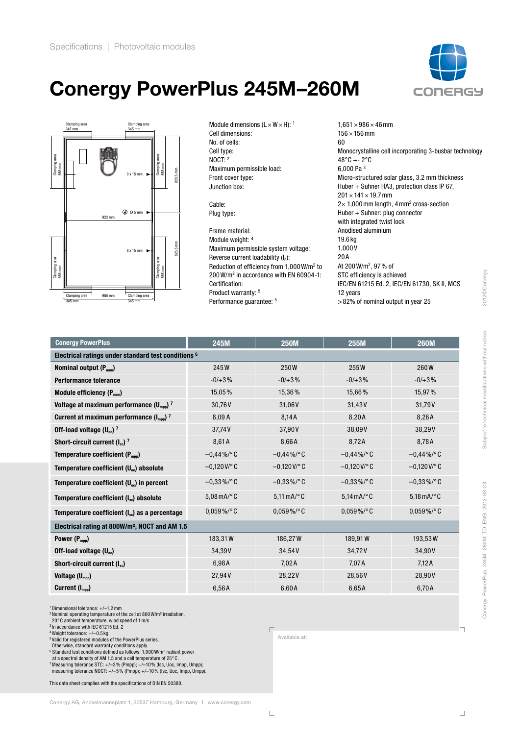Specifications | Photovoltaic modules

# Conergy PowerPlus 245M–260M

Clamping area 345 mm

Clamping area 345 mm

Clamping area 565 mm

9 x 15 mm

825.5 mm

Ø 5 mm

923 mm

986 mm

| | |
|---|---|
| Module dimensions (L × W × H): [1] | 1,651 × 986 × 46 mm |
| Cell dimensions: | 156 × 156 mm |
| No. of cells: | 60 |
| Cell type: | Monocrystalline cell incorporating 3-busbar technology |
| NOCT: [2] | 48°C +- 2°C |
| Maximum permissible load: | 6,000 Pa [3] |
| Front cover type: | Micro-structured solar glass, 3.2 mm thickness |
| Junction box: | Huber + Suhner HA3, protection class IP 67, 201 × 141 × 19.7 mm |
| Cable: | 2× 1,000 mm length, 4 mm² cross-section |
| Plug type: | Huber + Suhner: plug connector with integrated twist lock |
| Frame material: | Anodised aluminium |
| Module weight: [4] | 19.6 kg |
| Maximum permissible system voltage: | 1,000 V |
| Reverse current loadability ($I_R$): | 20 A |
| Reduction of efficiency from 1,000 W/m² to 200 W/m² in accordance with EN 60904-1: | At 200 W/m², 97 % of STC efficiency is achieved |
| Certification: | IEC/EN 61215 Ed. 2, IEC/EN 61730, SK II, MCS |
| Product warranty: [5] | 12 years |
| Performance guarantee: [5] | > 82% of nominal output in year 25 |

| Conergy PowerPlus | 245M | 250M | 255M | 260M |
|---|---|---|---|---|
| **Electrical ratings under standard test conditions [6]** | | | | |
| **Nominal output ($P_{nom}$)** | 245 W | 250 W | 255 W | 260 W |
| **Performance tolerance** | -0/+3 % | -0/+3 % | -0/+3 % | -0/+3 % |
| **Module efficiency ($P_{nom}$)** | 15,05 % | 15,36 % | 15,66 % | 15,97 % |
| **Voltage at maximum performance ($U_{mpp}$) [7]** | 30,76 V | 31,06 V | 31,43 V | 31,79 V |
| **Current at maximum performance ($I_{mpp}$) [7]** | 8,09 A | 8,14 A | 8,20 A | 8,26 A |
| **Off-load voltage ($U_{oc}$) [7]** | 37,74 V | 37,90 V | 38,09 V | 38,29 V |
| **Short-circuit current ($I_{sc}$) [7]** | 8,61 A | 8,66 A | 8,72 A | 8,78 A |
| **Temperature coefficient ($P_{mpp}$)** | −0,44 %/° C | −0,44 %/° C | −0,44 %/° C | −0,44 %/° C |
| **Temperature coefficient ($U_{oc}$) absolute** | −0,120 V/° C | −0,120 V/° C | −0,120 V/° C | −0,120 V/° C |
| **Temperature coefficient ($U_{oc}$) in percent** | −0,33 %/° C | −0,33 %/° C | −0,33 %/° C | −0,33 %/° C |
| **Temperature coefficient ($I_{sc}$) absolute** | 5,08 mA/° C | 5,11 mA/° C | 5,14 mA/° C | 5,18 mA/° C |
| **Temperature coefficient ($I_{sc}$) as a percentage** | 0,059 %/° C | 0,059 %/° C | 0,059 %/° C | 0,059 %/° C |
| **Electrical rating at 800W/m², NOCT and AM 1.5** | | | | |
| **Power ($P_{mpp}$)** | 183,31 W | 186,27 W | 189,91 W | 193,53 W |
| **Off-load voltage ($U_{oc}$)** | 34,39 V | 34,54 V | 34,72 V | 34,90 V |
| **Short-circuit current ($I_{sc}$)** | 6,98 A | 7,02 A | 7,07 A | 7,12 A |
| **Voltage ($U_{mpp}$)** | 27,94 V | 28,22 V | 28,56 V | 28,90 V |
| **Current ($I_{mpp}$)** | 6,56 A | 6,60 A | 6,65 A | 6,70 A |

[1] Dimensional tolerance: +/–1,2 mm
[2] Nominal operating temperature of the cell at 800 W/m² irradiation, 20° C ambient temperature, wind speed of 1 m/s
[3] In accordance with IEC 61215 Ed. 2
[4] Weight tolerance: +/–0.5 kg
[5] Valid for registered modules of the PowerPlus series. Otherwise, standard warranty conditions apply.
[6] Standard test conditions defined as follows: 1,000 W/m² radiant power at a spectral density of AM 1.5 and a cell temperature of 25° C.
[7] Measuring tolerance STC: +/–3 % (Pmpp); +/–10 % (Isc, Uoc, Impp, Umpp); measuring tolerance NOCT: +/–5 % (Pmpp); +/–10 % (Isc, Uoc, Impp, Umpp).

This data sheet complies with the specifications of DIN EN 50380.

Available at:

Conergy AG, Anckelmannsplatz 1, 20537 Hamburg, Germany | www.conergy.com

2012©Conergy

Subject to technical modifications without notice.

Conergy_PowerPlus_245M_260M_TD_ENG_2012-03-23